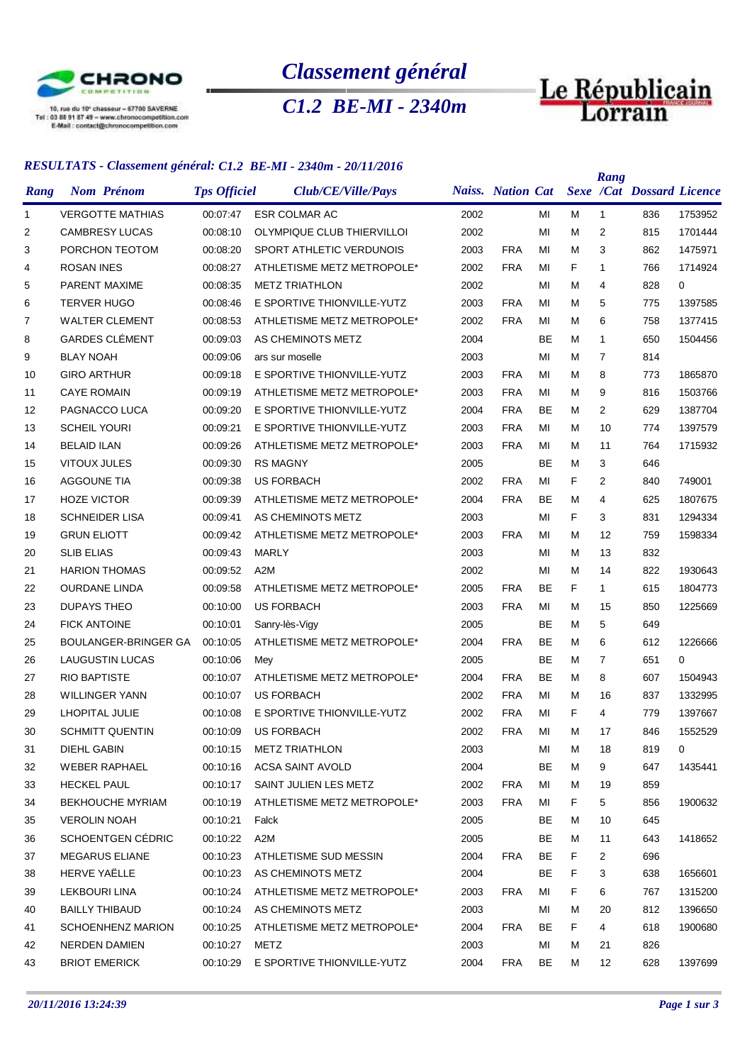# Classement général

## C1.2 BE-MI - 2340m

10, rue du 10e chasseur – 67700 SAVERNE
Tel : 03 88 91 87 49 – www.chronocompetition.com
E-Mail : contact@chronocompetition.com

### RESULTATS - Classement général: C1.2 BE-MI - 2340m - 20/11/2016

| Rang | Nom Prénom | Tps Officiel | Club/CE/Ville/Pays | Naiss. | Nation | Cat | Sexe | Rang /Cat | Dossard | Licence |
|---|---|---|---|---|---|---|---|---|---|---|
| 1 | VERGOTTE MATHIAS | 00:07:47 | ESR COLMAR AC | 2002 | | MI | M | 1 | 836 | 1753952 |
| 2 | CAMBRESY LUCAS | 00:08:10 | OLYMPIQUE CLUB THIERVILLOI | 2002 | | MI | M | 2 | 815 | 1701444 |
| 3 | PORCHON TEOTOM | 00:08:20 | SPORT ATHLETIC VERDUNOIS | 2003 | FRA | MI | M | 3 | 862 | 1475971 |
| 4 | ROSAN INES | 00:08:27 | ATHLETISME METZ METROPOLE* | 2002 | FRA | MI | F | 1 | 766 | 1714924 |
| 5 | PARENT MAXIME | 00:08:35 | METZ TRIATHLON | 2002 | | MI | M | 4 | 828 | 0 |
| 6 | TERVER HUGO | 00:08:46 | E SPORTIVE THIONVILLE-YUTZ | 2003 | FRA | MI | M | 5 | 775 | 1397585 |
| 7 | WALTER CLEMENT | 00:08:53 | ATHLETISME METZ METROPOLE* | 2002 | FRA | MI | M | 6 | 758 | 1377415 |
| 8 | GARDES CLÉMENT | 00:09:03 | AS CHEMINOTS METZ | 2004 | | BE | M | 1 | 650 | 1504456 |
| 9 | BLAY NOAH | 00:09:06 | ars sur moselle | 2003 | | MI | M | 7 | 814 | |
| 10 | GIRO ARTHUR | 00:09:18 | E SPORTIVE THIONVILLE-YUTZ | 2003 | FRA | MI | M | 8 | 773 | 1865870 |
| 11 | CAYE ROMAIN | 00:09:19 | ATHLETISME METZ METROPOLE* | 2003 | FRA | MI | M | 9 | 816 | 1503766 |
| 12 | PAGNACCO LUCA | 00:09:20 | E SPORTIVE THIONVILLE-YUTZ | 2004 | FRA | BE | M | 2 | 629 | 1387704 |
| 13 | SCHEIL YOURI | 00:09:21 | E SPORTIVE THIONVILLE-YUTZ | 2003 | FRA | MI | M | 10 | 774 | 1397579 |
| 14 | BELAID ILAN | 00:09:26 | ATHLETISME METZ METROPOLE* | 2003 | FRA | MI | M | 11 | 764 | 1715932 |
| 15 | VITOUX JULES | 00:09:30 | RS MAGNY | 2005 | | BE | M | 3 | 646 | |
| 16 | AGGOUNE TIA | 00:09:38 | US FORBACH | 2002 | FRA | MI | F | 2 | 840 | 749001 |
| 17 | HOZE VICTOR | 00:09:39 | ATHLETISME METZ METROPOLE* | 2004 | FRA | BE | M | 4 | 625 | 1807675 |
| 18 | SCHNEIDER LISA | 00:09:41 | AS CHEMINOTS METZ | 2003 | | MI | F | 3 | 831 | 1294334 |
| 19 | GRUN ELIOTT | 00:09:42 | ATHLETISME METZ METROPOLE* | 2003 | FRA | MI | M | 12 | 759 | 1598334 |
| 20 | SLIB ELIAS | 00:09:43 | MARLY | 2003 | | MI | M | 13 | 832 | |
| 21 | HARION THOMAS | 00:09:52 | A2M | 2002 | | MI | M | 14 | 822 | 1930643 |
| 22 | OURDANE LINDA | 00:09:58 | ATHLETISME METZ METROPOLE* | 2005 | FRA | BE | F | 1 | 615 | 1804773 |
| 23 | DUPAYS THEO | 00:10:00 | US FORBACH | 2003 | FRA | MI | M | 15 | 850 | 1225669 |
| 24 | FICK ANTOINE | 00:10:01 | Sanry-lès-Vigy | 2005 | | BE | M | 5 | 649 | |
| 25 | BOULANGER-BRINGER GA | 00:10:05 | ATHLETISME METZ METROPOLE* | 2004 | FRA | BE | M | 6 | 612 | 1226666 |
| 26 | LAUGUSTIN LUCAS | 00:10:06 | Mey | 2005 | | BE | M | 7 | 651 | 0 |
| 27 | RIO BAPTISTE | 00:10:07 | ATHLETISME METZ METROPOLE* | 2004 | FRA | BE | M | 8 | 607 | 1504943 |
| 28 | WILLINGER YANN | 00:10:07 | US FORBACH | 2002 | FRA | MI | M | 16 | 837 | 1332995 |
| 29 | LHOPITAL JULIE | 00:10:08 | E SPORTIVE THIONVILLE-YUTZ | 2002 | FRA | MI | F | 4 | 779 | 1397667 |
| 30 | SCHMITT QUENTIN | 00:10:09 | US FORBACH | 2002 | FRA | MI | M | 17 | 846 | 1552529 |
| 31 | DIEHL GABIN | 00:10:15 | METZ TRIATHLON | 2003 | | MI | M | 18 | 819 | 0 |
| 32 | WEBER RAPHAEL | 00:10:16 | ACSA SAINT AVOLD | 2004 | | BE | M | 9 | 647 | 1435441 |
| 33 | HECKEL PAUL | 00:10:17 | SAINT JULIEN LES METZ | 2002 | FRA | MI | M | 19 | 859 | |
| 34 | BEKHOUCHE MYRIAM | 00:10:19 | ATHLETISME METZ METROPOLE* | 2003 | FRA | MI | F | 5 | 856 | 1900632 |
| 35 | VEROLIN NOAH | 00:10:21 | Falck | 2005 | | BE | M | 10 | 645 | |
| 36 | SCHOENTGEN CÉDRIC | 00:10:22 | A2M | 2005 | | BE | M | 11 | 643 | 1418652 |
| 37 | MEGARUS ELIANE | 00:10:23 | ATHLETISME SUD MESSIN | 2004 | FRA | BE | F | 2 | 696 | |
| 38 | HERVE YAËLLE | 00:10:23 | AS CHEMINOTS METZ | 2004 | | BE | F | 3 | 638 | 1656601 |
| 39 | LEKBOURI LINA | 00:10:24 | ATHLETISME METZ METROPOLE* | 2003 | FRA | MI | F | 6 | 767 | 1315200 |
| 40 | BAILLY THIBAUD | 00:10:24 | AS CHEMINOTS METZ | 2003 | | MI | M | 20 | 812 | 1396650 |
| 41 | SCHOENHENZ MARION | 00:10:25 | ATHLETISME METZ METROPOLE* | 2004 | FRA | BE | F | 4 | 618 | 1900680 |
| 42 | NERDEN DAMIEN | 00:10:27 | METZ | 2003 | | MI | M | 21 | 826 | |
| 43 | BRIOT EMERICK | 00:10:29 | E SPORTIVE THIONVILLE-YUTZ | 2004 | FRA | BE | M | 12 | 628 | 1397699 |

*20/11/2016 13:24:39*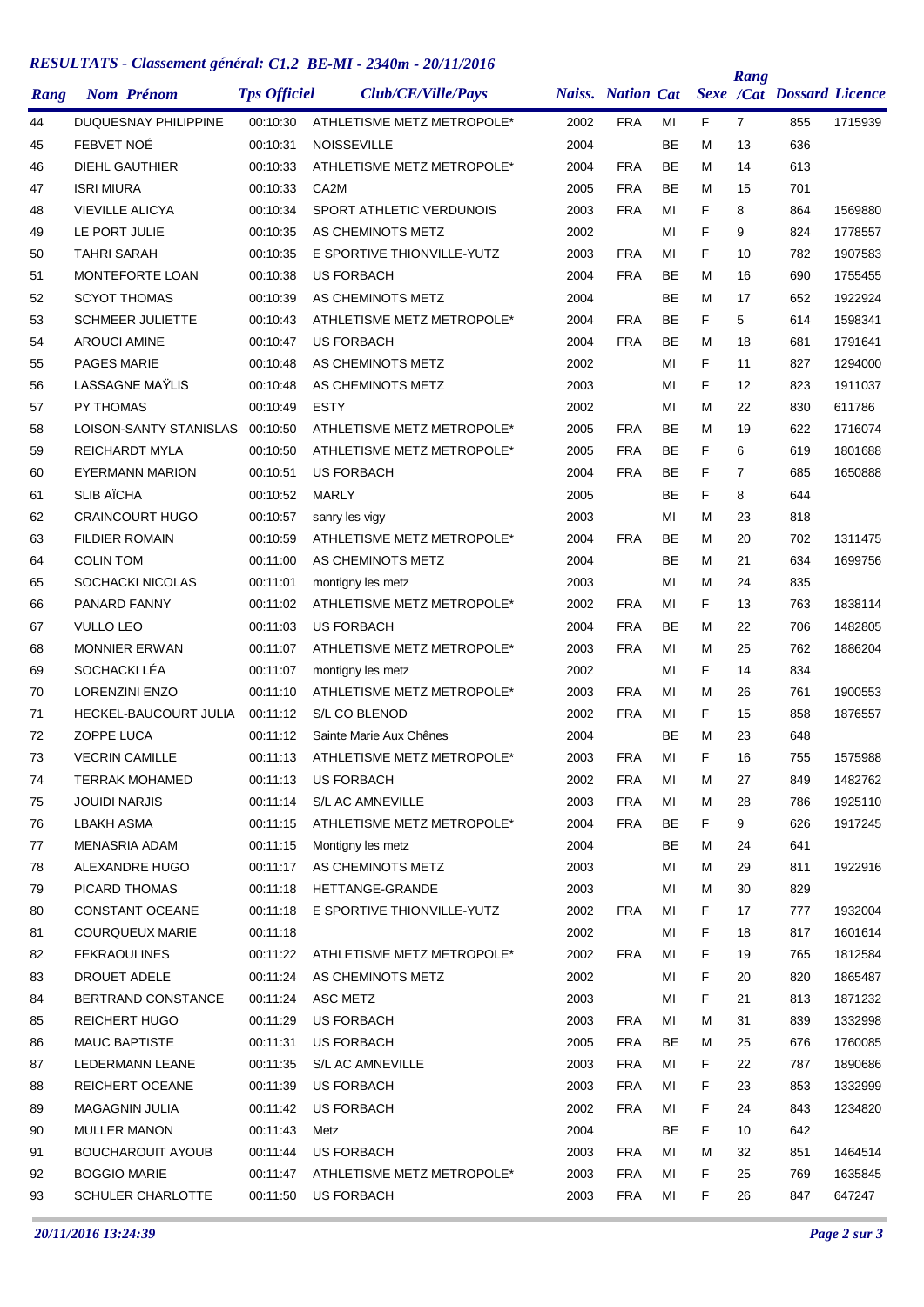## RESULTATS - Classement général: C1.2 BE-MI - 2340m - 20/11/2016

| Rang | Nom Prénom | Tps Officiel | Club/CE/Ville/Pays | Naiss. | Nation | Cat | Sexe | Rang /Cat | Dossard | Licence |
|---|---|---|---|---|---|---|---|---|---|---|
| 44 | DUQUESNAY PHILIPPINE | 00:10:30 | ATHLETISME METZ METROPOLE* | 2002 | FRA | MI | F | 7 | 855 | 1715939 |
| 45 | FEBVET NOÉ | 00:10:31 | NOISSEVILLE | 2004 | | BE | M | 13 | 636 | |
| 46 | DIEHL GAUTHIER | 00:10:33 | ATHLETISME METZ METROPOLE* | 2004 | FRA | BE | M | 14 | 613 | |
| 47 | ISRI MIURA | 00:10:33 | CA2M | 2005 | FRA | BE | M | 15 | 701 | |
| 48 | VIEVILLE ALICYA | 00:10:34 | SPORT ATHLETIC VERDUNOIS | 2003 | FRA | MI | F | 8 | 864 | 1569880 |
| 49 | LE PORT JULIE | 00:10:35 | AS CHEMINOTS METZ | 2002 | | MI | F | 9 | 824 | 1778557 |
| 50 | TAHRI SARAH | 00:10:35 | E SPORTIVE THIONVILLE-YUTZ | 2003 | FRA | MI | F | 10 | 782 | 1907583 |
| 51 | MONTEFORTE LOAN | 00:10:38 | US FORBACH | 2004 | FRA | BE | M | 16 | 690 | 1755455 |
| 52 | SCYOT THOMAS | 00:10:39 | AS CHEMINOTS METZ | 2004 | | BE | M | 17 | 652 | 1922924 |
| 53 | SCHMEER JULIETTE | 00:10:43 | ATHLETISME METZ METROPOLE* | 2004 | FRA | BE | F | 5 | 614 | 1598341 |
| 54 | AROUCI AMINE | 00:10:47 | US FORBACH | 2004 | FRA | BE | M | 18 | 681 | 1791641 |
| 55 | PAGES MARIE | 00:10:48 | AS CHEMINOTS METZ | 2002 | | MI | F | 11 | 827 | 1294000 |
| 56 | LASSAGNE MAŸLIS | 00:10:48 | AS CHEMINOTS METZ | 2003 | | MI | F | 12 | 823 | 1911037 |
| 57 | PY THOMAS | 00:10:49 | ESTY | 2002 | | MI | M | 22 | 830 | 611786 |
| 58 | LOISON-SANTY STANISLAS | 00:10:50 | ATHLETISME METZ METROPOLE* | 2005 | FRA | BE | M | 19 | 622 | 1716074 |
| 59 | REICHARDT MYLA | 00:10:50 | ATHLETISME METZ METROPOLE* | 2005 | FRA | BE | F | 6 | 619 | 1801688 |
| 60 | EYERMANN MARION | 00:10:51 | US FORBACH | 2004 | FRA | BE | F | 7 | 685 | 1650888 |
| 61 | SLIB AÏCHA | 00:10:52 | MARLY | 2005 | | BE | F | 8 | 644 | |
| 62 | CRAINCOURT HUGO | 00:10:57 | sanry les vigy | 2003 | | MI | M | 23 | 818 | |
| 63 | FILDIER ROMAIN | 00:10:59 | ATHLETISME METZ METROPOLE* | 2004 | FRA | BE | M | 20 | 702 | 1311475 |
| 64 | COLIN TOM | 00:11:00 | AS CHEMINOTS METZ | 2004 | | BE | M | 21 | 634 | 1699756 |
| 65 | SOCHACKI NICOLAS | 00:11:01 | montigny les metz | 2003 | | MI | M | 24 | 835 | |
| 66 | PANARD FANNY | 00:11:02 | ATHLETISME METZ METROPOLE* | 2002 | FRA | MI | F | 13 | 763 | 1838114 |
| 67 | VULLO LEO | 00:11:03 | US FORBACH | 2004 | FRA | BE | M | 22 | 706 | 1482805 |
| 68 | MONNIER ERWAN | 00:11:07 | ATHLETISME METZ METROPOLE* | 2003 | FRA | MI | M | 25 | 762 | 1886204 |
| 69 | SOCHACKI LÉA | 00:11:07 | montigny les metz | 2002 | | MI | F | 14 | 834 | |
| 70 | LORENZINI ENZO | 00:11:10 | ATHLETISME METZ METROPOLE* | 2003 | FRA | MI | M | 26 | 761 | 1900553 |
| 71 | HECKEL-BAUCOURT JULIA | 00:11:12 | S/L CO BLENOD | 2002 | FRA | MI | F | 15 | 858 | 1876557 |
| 72 | ZOPPE LUCA | 00:11:12 | Sainte Marie Aux Chênes | 2004 | | BE | M | 23 | 648 | |
| 73 | VECRIN CAMILLE | 00:11:13 | ATHLETISME METZ METROPOLE* | 2003 | FRA | MI | F | 16 | 755 | 1575988 |
| 74 | TERRAK MOHAMED | 00:11:13 | US FORBACH | 2002 | FRA | MI | M | 27 | 849 | 1482762 |
| 75 | JOUIDI NARJIS | 00:11:14 | S/L AC AMNEVILLE | 2003 | FRA | MI | M | 28 | 786 | 1925110 |
| 76 | LBAKH ASMA | 00:11:15 | ATHLETISME METZ METROPOLE* | 2004 | FRA | BE | F | 9 | 626 | 1917245 |
| 77 | MENASRIA ADAM | 00:11:15 | Montigny les metz | 2004 | | BE | M | 24 | 641 | |
| 78 | ALEXANDRE HUGO | 00:11:17 | AS CHEMINOTS METZ | 2003 | | MI | M | 29 | 811 | 1922916 |
| 79 | PICARD THOMAS | 00:11:18 | HETTANGE-GRANDE | 2003 | | MI | M | 30 | 829 | |
| 80 | CONSTANT OCEANE | 00:11:18 | E SPORTIVE THIONVILLE-YUTZ | 2002 | FRA | MI | F | 17 | 777 | 1932004 |
| 81 | COURQUEUX MARIE | 00:11:18 | | 2002 | | MI | F | 18 | 817 | 1601614 |
| 82 | FEKRAOUI INES | 00:11:22 | ATHLETISME METZ METROPOLE* | 2002 | FRA | MI | F | 19 | 765 | 1812584 |
| 83 | DROUET ADELE | 00:11:24 | AS CHEMINOTS METZ | 2002 | | MI | F | 20 | 820 | 1865487 |
| 84 | BERTRAND CONSTANCE | 00:11:24 | ASC METZ | 2003 | | MI | F | 21 | 813 | 1871232 |
| 85 | REICHERT HUGO | 00:11:29 | US FORBACH | 2003 | FRA | MI | M | 31 | 839 | 1332998 |
| 86 | MAUC BAPTISTE | 00:11:31 | US FORBACH | 2005 | FRA | BE | M | 25 | 676 | 1760085 |
| 87 | LEDERMANN LEANE | 00:11:35 | S/L AC AMNEVILLE | 2003 | FRA | MI | F | 22 | 787 | 1890686 |
| 88 | REICHERT OCEANE | 00:11:39 | US FORBACH | 2003 | FRA | MI | F | 23 | 853 | 1332999 |
| 89 | MAGAGNIN JULIA | 00:11:42 | US FORBACH | 2002 | FRA | MI | F | 24 | 843 | 1234820 |
| 90 | MULLER MANON | 00:11:43 | Metz | 2004 | | BE | F | 10 | 642 | |
| 91 | BOUCHAROUIT AYOUB | 00:11:44 | US FORBACH | 2003 | FRA | MI | M | 32 | 851 | 1464514 |
| 92 | BOGGIO MARIE | 00:11:47 | ATHLETISME METZ METROPOLE* | 2003 | FRA | MI | F | 25 | 769 | 1635845 |
| 93 | SCHULER CHARLOTTE | 00:11:50 | US FORBACH | 2003 | FRA | MI | F | 26 | 847 | 647247 |

*20/11/2016 13:24:39*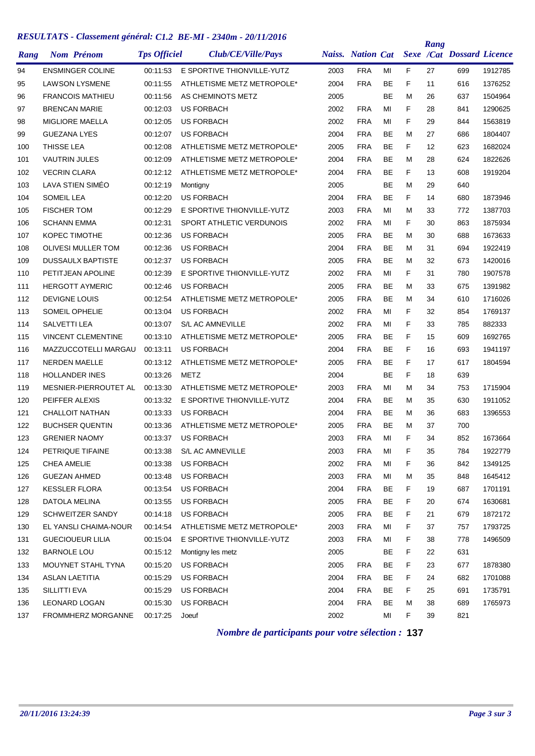# RESULTATS - Classement général: C1.2 BE-MI - 2340m - 20/11/2016

| Rang | Nom Prénom | Tps Officiel | Club/CE/Ville/Pays | Naiss. | Nation | Cat | Sexe | Rang /Cat | Dossard | Licence |
|---|---|---|---|---|---|---|---|---|---|---|
| 94 | ENSMINGER COLINE | 00:11:53 | E SPORTIVE THIONVILLE-YUTZ | 2003 | FRA | MI | F | 27 | 699 | 1912785 |
| 95 | LAWSON LYSMENE | 00:11:55 | ATHLETISME METZ METROPOLE* | 2004 | FRA | BE | F | 11 | 616 | 1376252 |
| 96 | FRANCOIS MATHIEU | 00:11:56 | AS CHEMINOTS METZ | 2005 | | BE | M | 26 | 637 | 1504964 |
| 97 | BRENCAN MARIE | 00:12:03 | US FORBACH | 2002 | FRA | MI | F | 28 | 841 | 1290625 |
| 98 | MIGLIORE MAELLA | 00:12:05 | US FORBACH | 2002 | FRA | MI | F | 29 | 844 | 1563819 |
| 99 | GUEZANA LYES | 00:12:07 | US FORBACH | 2004 | FRA | BE | M | 27 | 686 | 1804407 |
| 100 | THISSE LEA | 00:12:08 | ATHLETISME METZ METROPOLE* | 2005 | FRA | BE | F | 12 | 623 | 1682024 |
| 101 | VAUTRIN JULES | 00:12:09 | ATHLETISME METZ METROPOLE* | 2004 | FRA | BE | M | 28 | 624 | 1822626 |
| 102 | VECRIN CLARA | 00:12:12 | ATHLETISME METZ METROPOLE* | 2004 | FRA | BE | F | 13 | 608 | 1919204 |
| 103 | LAVA STIEN SIMÉO | 00:12:19 | Montigny | 2005 | | BE | M | 29 | 640 | |
| 104 | SOMEIL LEA | 00:12:20 | US FORBACH | 2004 | FRA | BE | F | 14 | 680 | 1873946 |
| 105 | FISCHER TOM | 00:12:29 | E SPORTIVE THIONVILLE-YUTZ | 2003 | FRA | MI | M | 33 | 772 | 1387703 |
| 106 | SCHANN EMMA | 00:12:31 | SPORT ATHLETIC VERDUNOIS | 2002 | FRA | MI | F | 30 | 863 | 1875934 |
| 107 | KOPEC TIMOTHE | 00:12:36 | US FORBACH | 2005 | FRA | BE | M | 30 | 688 | 1673633 |
| 108 | OLIVESI MULLER TOM | 00:12:36 | US FORBACH | 2004 | FRA | BE | M | 31 | 694 | 1922419 |
| 109 | DUSSAULX BAPTISTE | 00:12:37 | US FORBACH | 2005 | FRA | BE | M | 32 | 673 | 1420016 |
| 110 | PETITJEAN APOLINE | 00:12:39 | E SPORTIVE THIONVILLE-YUTZ | 2002 | FRA | MI | F | 31 | 780 | 1907578 |
| 111 | HERGOTT AYMERIC | 00:12:46 | US FORBACH | 2005 | FRA | BE | M | 33 | 675 | 1391982 |
| 112 | DEVIGNE LOUIS | 00:12:54 | ATHLETISME METZ METROPOLE* | 2005 | FRA | BE | M | 34 | 610 | 1716026 |
| 113 | SOMEIL OPHELIE | 00:13:04 | US FORBACH | 2002 | FRA | MI | F | 32 | 854 | 1769137 |
| 114 | SALVETTI LEA | 00:13:07 | S/L AC AMNEVILLE | 2002 | FRA | MI | F | 33 | 785 | 882333 |
| 115 | VINCENT CLEMENTINE | 00:13:10 | ATHLETISME METZ METROPOLE* | 2005 | FRA | BE | F | 15 | 609 | 1692765 |
| 116 | MAZZUCCOTELLI MARGAU | 00:13:11 | US FORBACH | 2004 | FRA | BE | F | 16 | 693 | 1941197 |
| 117 | NERDEN MAELLE | 00:13:12 | ATHLETISME METZ METROPOLE* | 2005 | FRA | BE | F | 17 | 617 | 1804594 |
| 118 | HOLLANDER INES | 00:13:26 | METZ | 2004 | | BE | F | 18 | 639 | |
| 119 | MESNIER-PIERROUTET AL | 00:13:30 | ATHLETISME METZ METROPOLE* | 2003 | FRA | MI | M | 34 | 753 | 1715904 |
| 120 | PEIFFER ALEXIS | 00:13:32 | E SPORTIVE THIONVILLE-YUTZ | 2004 | FRA | BE | M | 35 | 630 | 1911052 |
| 121 | CHALLOIT NATHAN | 00:13:33 | US FORBACH | 2004 | FRA | BE | M | 36 | 683 | 1396553 |
| 122 | BUCHSER QUENTIN | 00:13:36 | ATHLETISME METZ METROPOLE* | 2005 | FRA | BE | M | 37 | 700 | |
| 123 | GRENIER NAOMY | 00:13:37 | US FORBACH | 2003 | FRA | MI | F | 34 | 852 | 1673664 |
| 124 | PETRIQUE TIFAINE | 00:13:38 | S/L AC AMNEVILLE | 2003 | FRA | MI | F | 35 | 784 | 1922779 |
| 125 | CHEA AMELIE | 00:13:38 | US FORBACH | 2002 | FRA | MI | F | 36 | 842 | 1349125 |
| 126 | GUEZAN AHMED | 00:13:48 | US FORBACH | 2003 | FRA | MI | M | 35 | 848 | 1645412 |
| 127 | KESSLER FLORA | 00:13:54 | US FORBACH | 2004 | FRA | BE | F | 19 | 687 | 1701191 |
| 128 | DATOLA MELINA | 00:13:55 | US FORBACH | 2005 | FRA | BE | F | 20 | 674 | 1630681 |
| 129 | SCHWEITZER SANDY | 00:14:18 | US FORBACH | 2005 | FRA | BE | F | 21 | 679 | 1872172 |
| 130 | EL YANSLI CHAIMA-NOUR | 00:14:54 | ATHLETISME METZ METROPOLE* | 2003 | FRA | MI | F | 37 | 757 | 1793725 |
| 131 | GUECIOUEUR LILIA | 00:15:04 | E SPORTIVE THIONVILLE-YUTZ | 2003 | FRA | MI | F | 38 | 778 | 1496509 |
| 132 | BARNOLE LOU | 00:15:12 | Montigny les metz | 2005 | | BE | F | 22 | 631 | |
| 133 | MOUYNET STAHL TYNA | 00:15:20 | US FORBACH | 2005 | FRA | BE | F | 23 | 677 | 1878380 |
| 134 | ASLAN LAETITIA | 00:15:29 | US FORBACH | 2004 | FRA | BE | F | 24 | 682 | 1701088 |
| 135 | SILLITTI EVA | 00:15:29 | US FORBACH | 2004 | FRA | BE | F | 25 | 691 | 1735791 |
| 136 | LEONARD LOGAN | 00:15:30 | US FORBACH | 2004 | FRA | BE | M | 38 | 689 | 1765973 |
| 137 | FROMMHERZ MORGANNE | 00:17:25 | Joeuf | 2002 | | MI | F | 39 | 821 | |

*Nombre de participants pour votre sélection :* **137**

*20/11/2016 13:24:39*